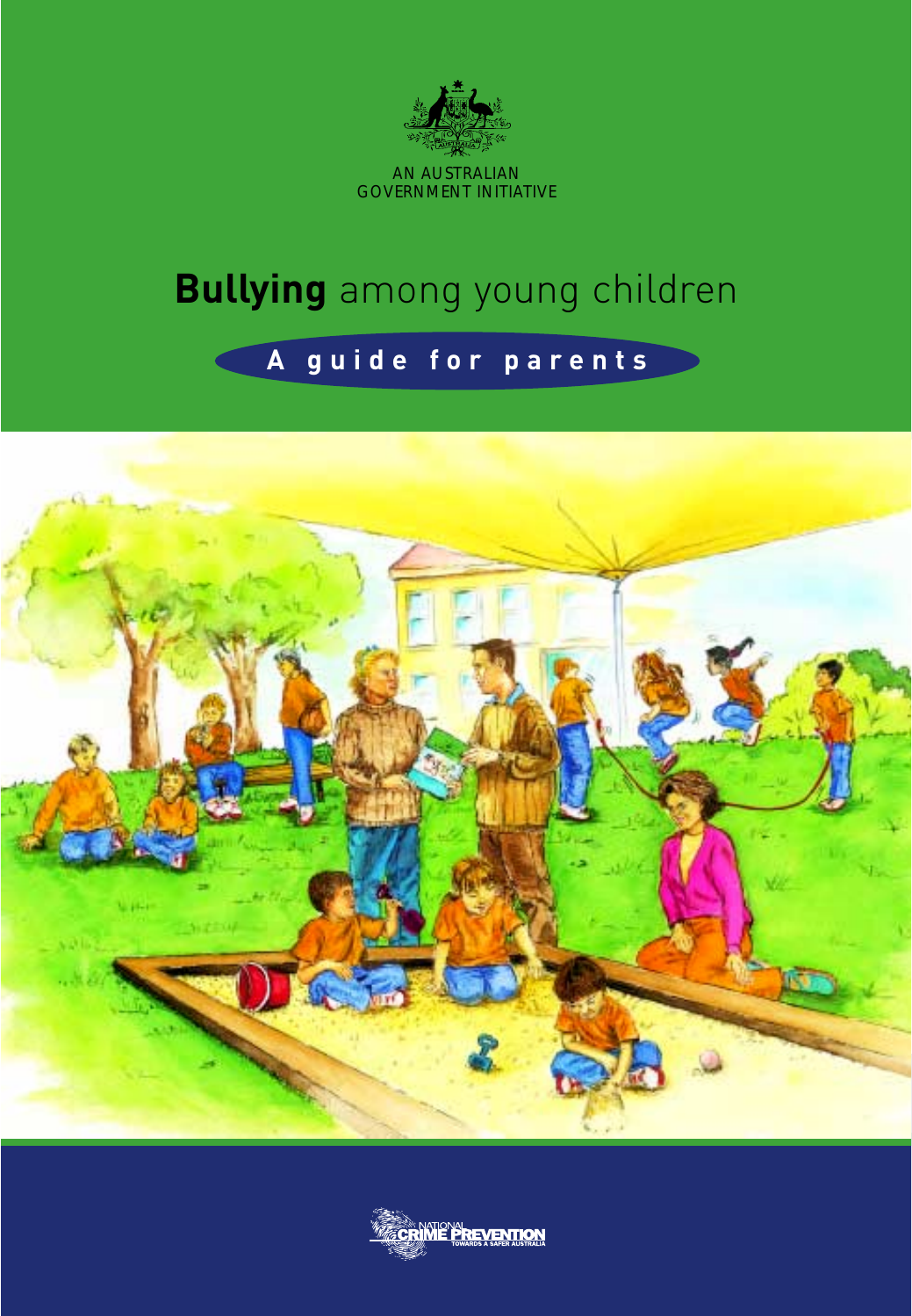AN AUSTRALIAN GOVERNMENT INITIATIVE

# **Bullying** among young children

## A guide for parents

NATIONAL CRIME PREVENTION

TOWARDS A SAFER AUSTRALIA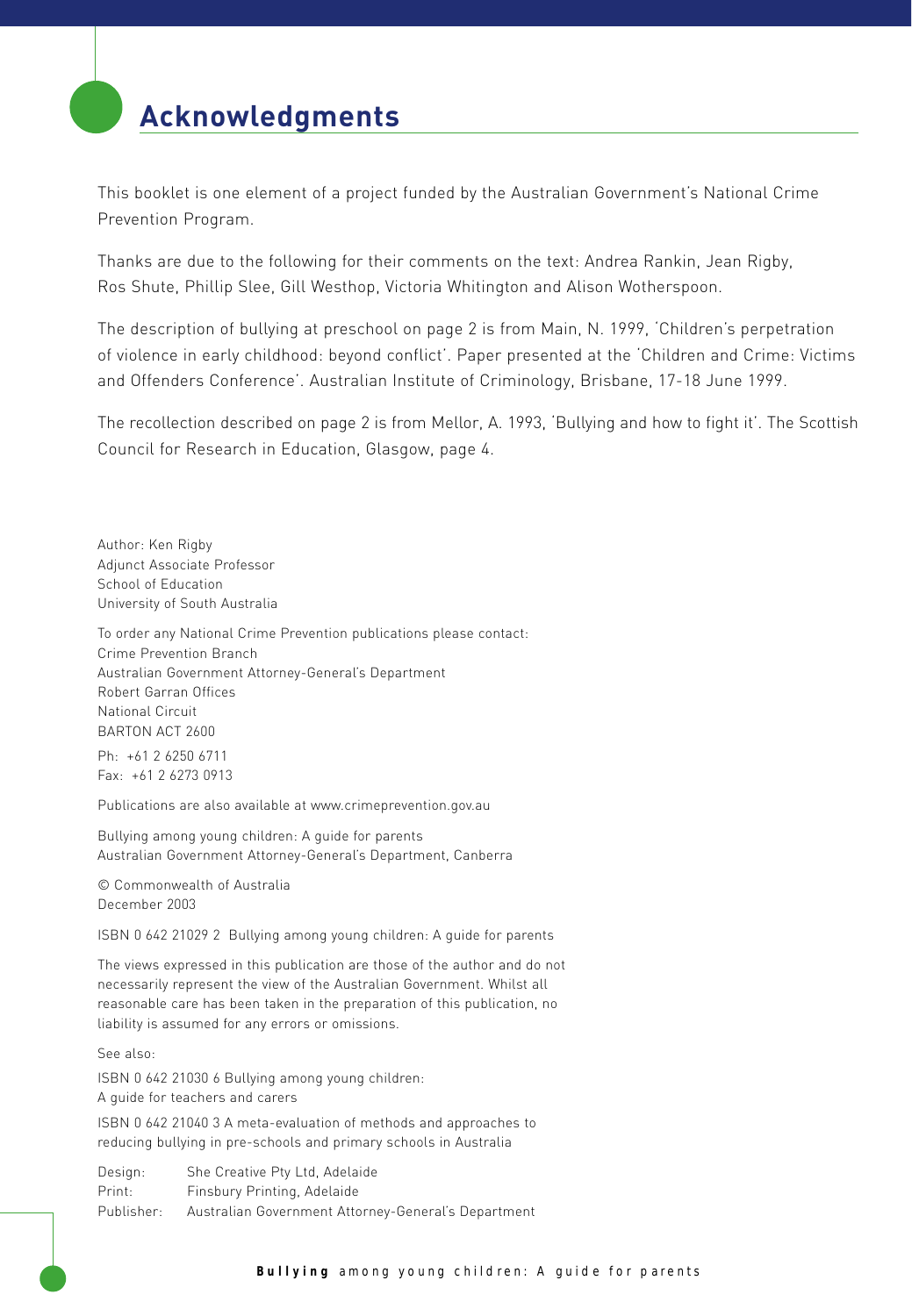# Acknowledgments

This booklet is one element of a project funded by the Australian Government's National Crime Prevention Program.

Thanks are due to the following for their comments on the text: Andrea Rankin, Jean Rigby, Ros Shute, Phillip Slee, Gill Westhop, Victoria Whitington and Alison Wotherspoon.

The description of bullying at preschool on page 2 is from Main, N. 1999, 'Children's perpetration of violence in early childhood: beyond conflict'. Paper presented at the 'Children and Crime: Victims and Offenders Conference'. Australian Institute of Criminology, Brisbane, 17-18 June 1999.

The recollection described on page 2 is from Mellor, A. 1993, 'Bullying and how to fight it'. The Scottish Council for Research in Education, Glasgow, page 4.

Author: Ken Rigby
Adjunct Associate Professor
School of Education
University of South Australia

To order any National Crime Prevention publications please contact:
Crime Prevention Branch
Australian Government Attorney-General's Department
Robert Garran Offices
National Circuit
BARTON ACT 2600

Ph: +61 2 6250 6711
Fax: +61 2 6273 0913

Publications are also available at www.crimeprevention.gov.au

Bullying among young children: A guide for parents
Australian Government Attorney-General's Department, Canberra

© Commonwealth of Australia
December 2003

ISBN 0 642 21029 2 Bullying among young children: A guide for parents

The views expressed in this publication are those of the author and do not necessarily represent the view of the Australian Government. Whilst all reasonable care has been taken in the preparation of this publication, no liability is assumed for any errors or omissions.

See also:

ISBN 0 642 21030 6 Bullying among young children: A guide for teachers and carers

ISBN 0 642 21040 3 A meta-evaluation of methods and approaches to reducing bullying in pre-schools and primary schools in Australia

Design: She Creative Pty Ltd, Adelaide
Print: Finsbury Printing, Adelaide
Publisher: Australian Government Attorney-General's Department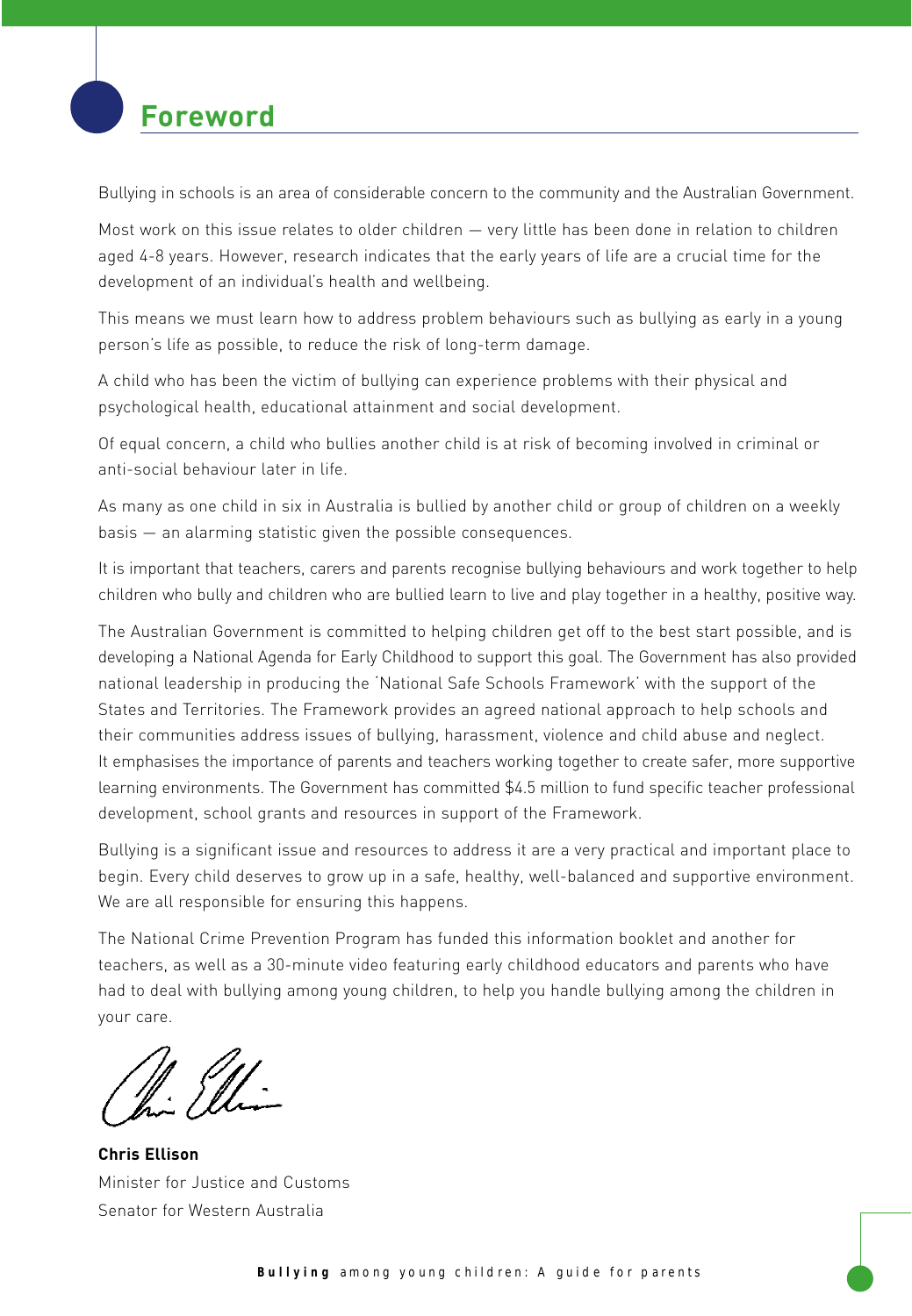# Foreword

Bullying in schools is an area of considerable concern to the community and the Australian Government.

Most work on this issue relates to older children — very little has been done in relation to children aged 4-8 years. However, research indicates that the early years of life are a crucial time for the development of an individual's health and wellbeing.

This means we must learn how to address problem behaviours such as bullying as early in a young person's life as possible, to reduce the risk of long-term damage.

A child who has been the victim of bullying can experience problems with their physical and psychological health, educational attainment and social development.

Of equal concern, a child who bullies another child is at risk of becoming involved in criminal or anti-social behaviour later in life.

As many as one child in six in Australia is bullied by another child or group of children on a weekly basis — an alarming statistic given the possible consequences.

It is important that teachers, carers and parents recognise bullying behaviours and work together to help children who bully and children who are bullied learn to live and play together in a healthy, positive way.

The Australian Government is committed to helping children get off to the best start possible, and is developing a National Agenda for Early Childhood to support this goal. The Government has also provided national leadership in producing the 'National Safe Schools Framework' with the support of the States and Territories. The Framework provides an agreed national approach to help schools and their communities address issues of bullying, harassment, violence and child abuse and neglect. It emphasises the importance of parents and teachers working together to create safer, more supportive learning environments. The Government has committed $4.5 million to fund specific teacher professional development, school grants and resources in support of the Framework.

Bullying is a significant issue and resources to address it are a very practical and important place to begin. Every child deserves to grow up in a safe, healthy, well-balanced and supportive environment. We are all responsible for ensuring this happens.

The National Crime Prevention Program has funded this information booklet and another for teachers, as well as a 30-minute video featuring early childhood educators and parents who have had to deal with bullying among young children, to help you handle bullying among the children in your care.

**Chris Ellison**
Minister for Justice and Customs
Senator for Western Australia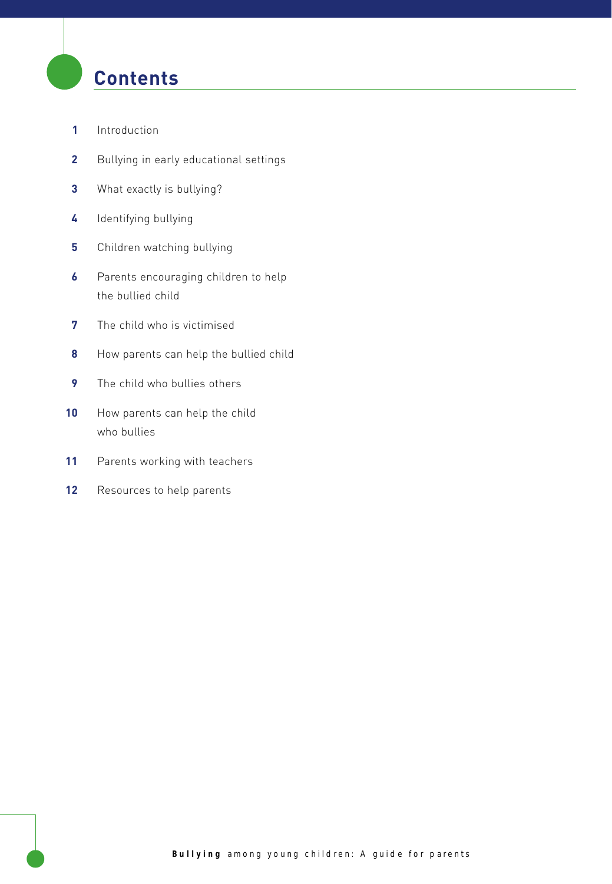# Contents

1 Introduction

2 Bullying in early educational settings

3 What exactly is bullying?

4 Identifying bullying

5 Children watching bullying

6 Parents encouraging children to help the bullied child

7 The child who is victimised

8 How parents can help the bullied child

9 The child who bullies others

10 How parents can help the child who bullies

11 Parents working with teachers

12 Resources to help parents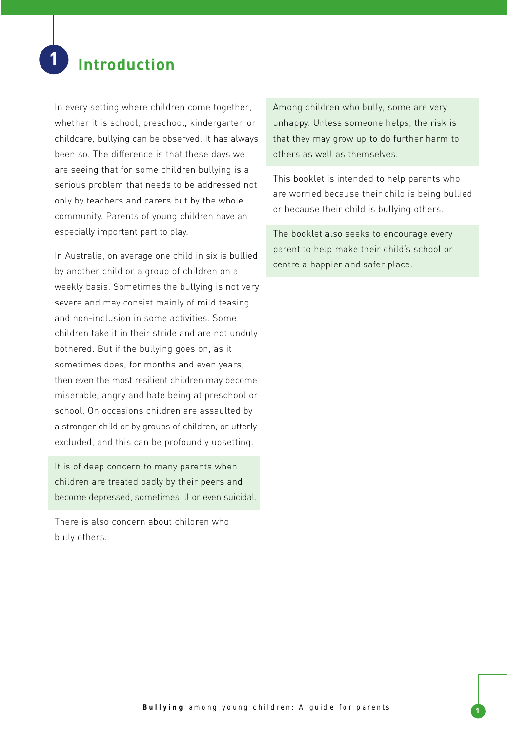# 1 Introduction

In every setting where children come together, whether it is school, preschool, kindergarten or childcare, bullying can be observed. It has always been so. The difference is that these days we are seeing that for some children bullying is a serious problem that needs to be addressed not only by teachers and carers but by the whole community. Parents of young children have an especially important part to play.

In Australia, on average one child in six is bullied by another child or a group of children on a weekly basis. Sometimes the bullying is not very severe and may consist mainly of mild teasing and non-inclusion in some activities. Some children take it in their stride and are not unduly bothered. But if the bullying goes on, as it sometimes does, for months and even years, then even the most resilient children may become miserable, angry and hate being at preschool or school. On occasions children are assaulted by a stronger child or by groups of children, or utterly excluded, and this can be profoundly upsetting.

It is of deep concern to many parents when children are treated badly by their peers and become depressed, sometimes ill or even suicidal.

There is also concern about children who bully others.

Among children who bully, some are very unhappy. Unless someone helps, the risk is that they may grow up to do further harm to others as well as themselves.

This booklet is intended to help parents who are worried because their child is being bullied or because their child is bullying others.

The booklet also seeks to encourage every parent to help make their child's school or centre a happier and safer place.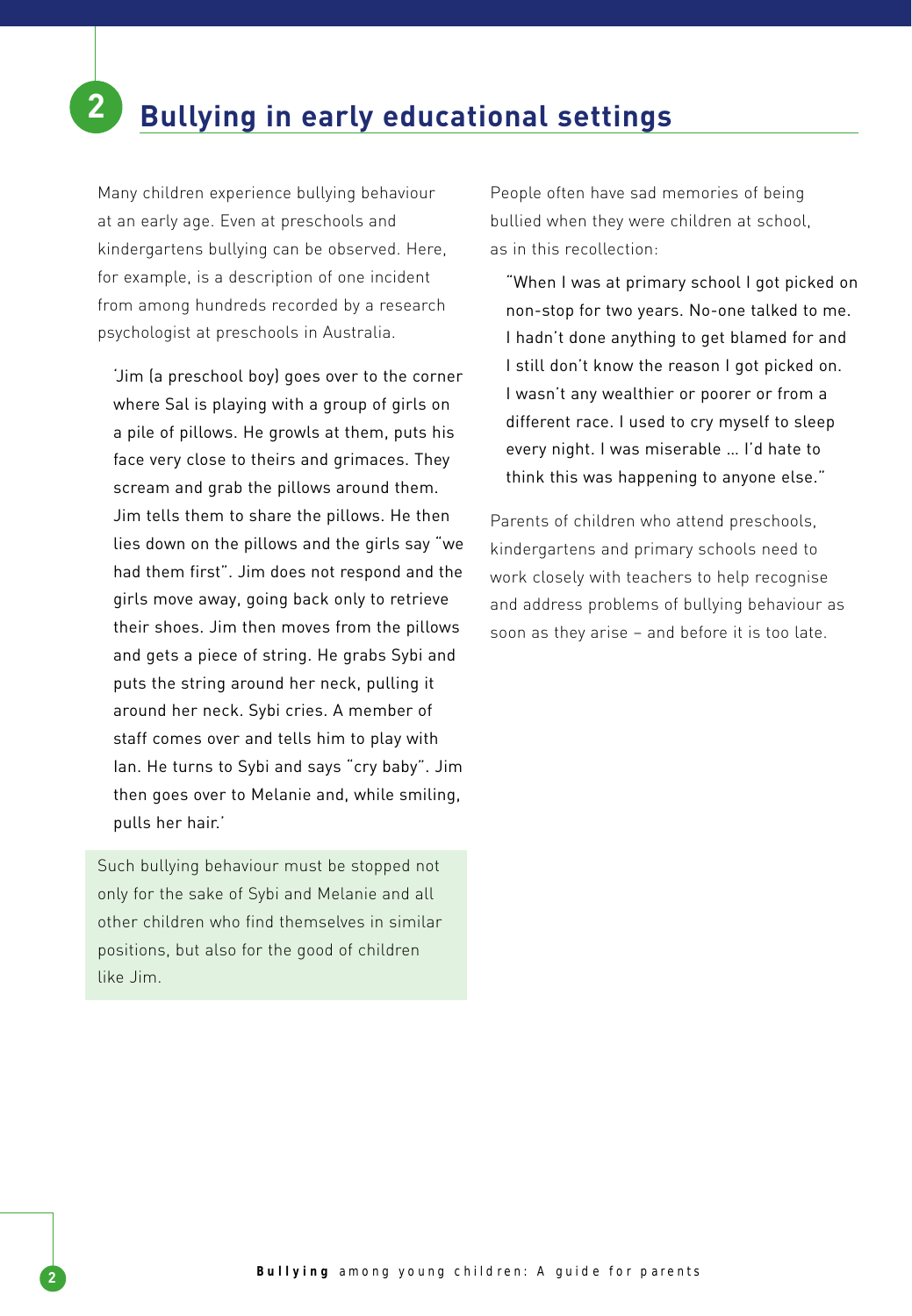## 2 Bullying in early educational settings

Many children experience bullying behaviour at an early age. Even at preschools and kindergartens bullying can be observed. Here, for example, is a description of one incident from among hundreds recorded by a research psychologist at preschools in Australia.

> 'Jim (a preschool boy) goes over to the corner where Sal is playing with a group of girls on a pile of pillows. He growls at them, puts his face very close to theirs and grimaces. They scream and grab the pillows around them. Jim tells them to share the pillows. He then lies down on the pillows and the girls say "we had them first". Jim does not respond and the girls move away, going back only to retrieve their shoes. Jim then moves from the pillows and gets a piece of string. He grabs Sybi and puts the string around her neck, pulling it around her neck. Sybi cries. A member of staff comes over and tells him to play with Ian. He turns to Sybi and says "cry baby". Jim then goes over to Melanie and, while smiling, pulls her hair.'

Such bullying behaviour must be stopped not only for the sake of Sybi and Melanie and all other children who find themselves in similar positions, but also for the good of children like Jim.

People often have sad memories of being bullied when they were children at school, as in this recollection:

> "When I was at primary school I got picked on non-stop for two years. No-one talked to me. I hadn't done anything to get blamed for and I still don't know the reason I got picked on. I wasn't any wealthier or poorer or from a different race. I used to cry myself to sleep every night. I was miserable ... I'd hate to think this was happening to anyone else."

Parents of children who attend preschools, kindergartens and primary schools need to work closely with teachers to help recognise and address problems of bullying behaviour as soon as they arise – and before it is too late.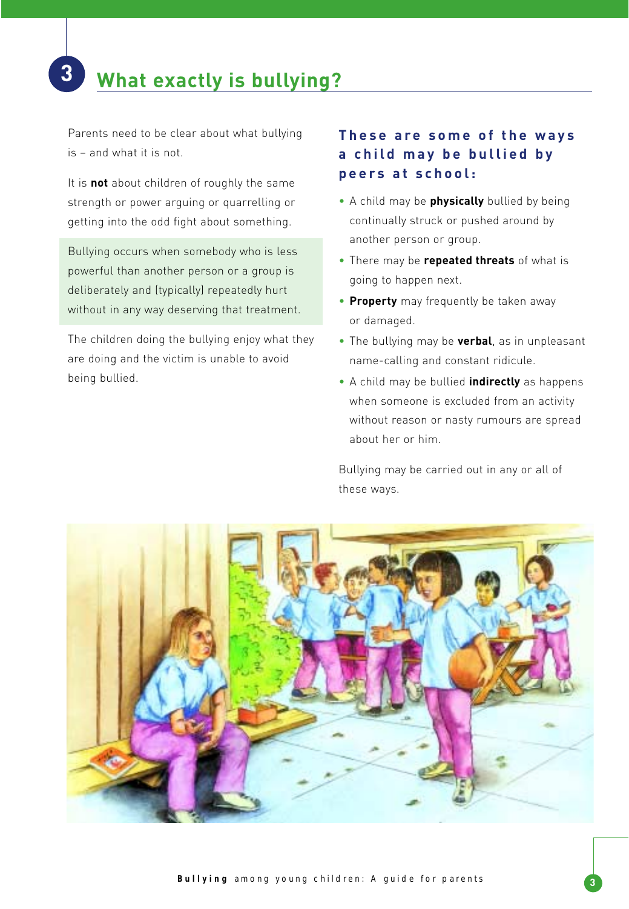## 3 What exactly is bullying?

Parents need to be clear about what bullying is – and what it is not.

It is **not** about children of roughly the same strength or power arguing or quarrelling or getting into the odd fight about something.

Bullying occurs when somebody who is less powerful than another person or a group is deliberately and (typically) repeatedly hurt without in any way deserving that treatment.

The children doing the bullying enjoy what they are doing and the victim is unable to avoid being bullied.

### These are some of the ways a child may be bullied by peers at school:

- A child may be **physically** bullied by being continually struck or pushed around by another person or group.
- There may be **repeated threats** of what is going to happen next.
- **Property** may frequently be taken away or damaged.
- The bullying may be **verbal**, as in unpleasant name-calling and constant ridicule.
- A child may be bullied **indirectly** as happens when someone is excluded from an activity without reason or nasty rumours are spread about her or him.

Bullying may be carried out in any or all of these ways.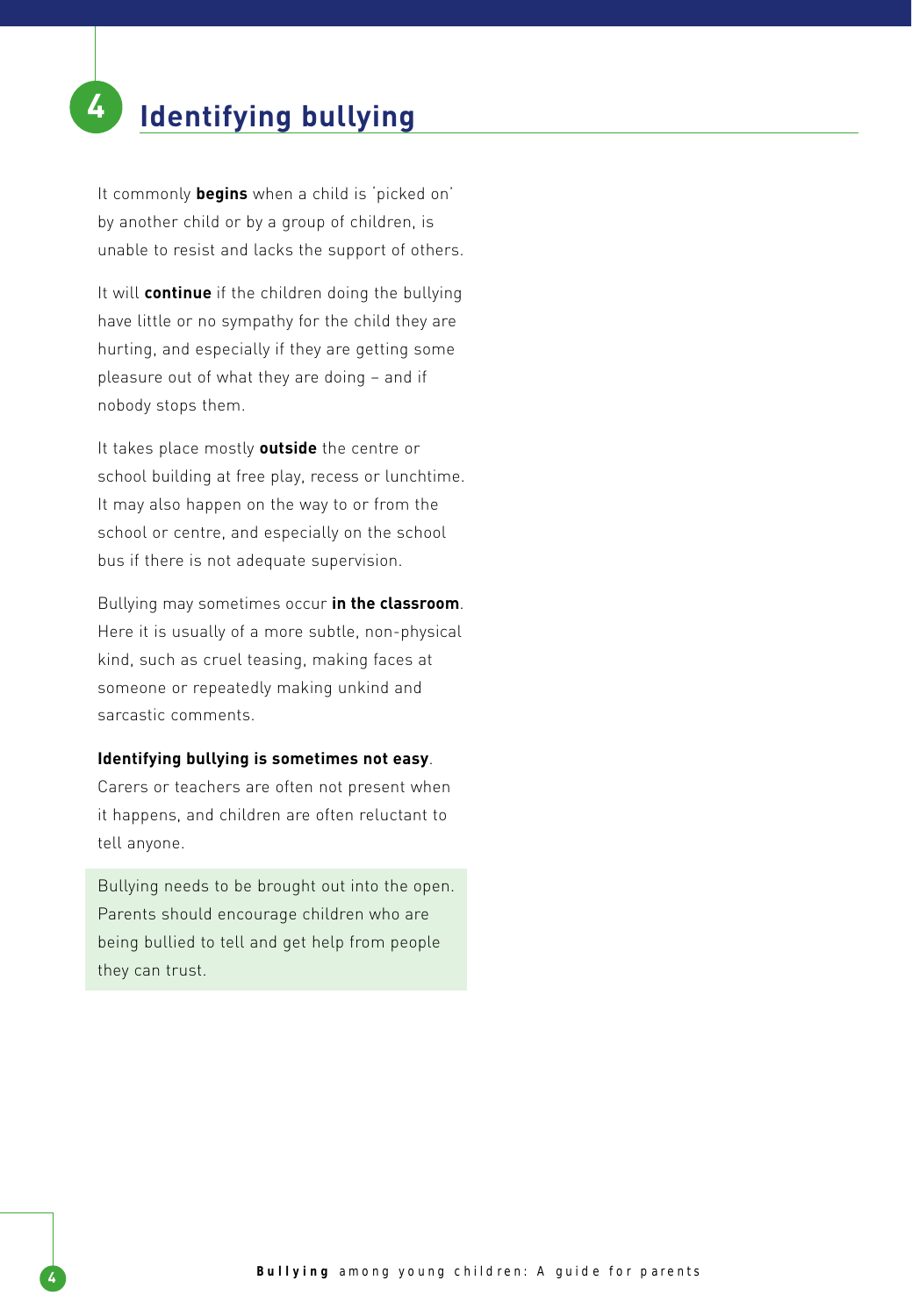# 4 Identifying bullying

It commonly **begins** when a child is 'picked on' by another child or by a group of children, is unable to resist and lacks the support of others.

It will **continue** if the children doing the bullying have little or no sympathy for the child they are hurting, and especially if they are getting some pleasure out of what they are doing – and if nobody stops them.

It takes place mostly **outside** the centre or school building at free play, recess or lunchtime. It may also happen on the way to or from the school or centre, and especially on the school bus if there is not adequate supervision.

Bullying may sometimes occur **in the classroom**. Here it is usually of a more subtle, non-physical kind, such as cruel teasing, making faces at someone or repeatedly making unkind and sarcastic comments.

**Identifying bullying is sometimes not easy**. Carers or teachers are often not present when it happens, and children are often reluctant to tell anyone.

Bullying needs to be brought out into the open. Parents should encourage children who are being bullied to tell and get help from people they can trust.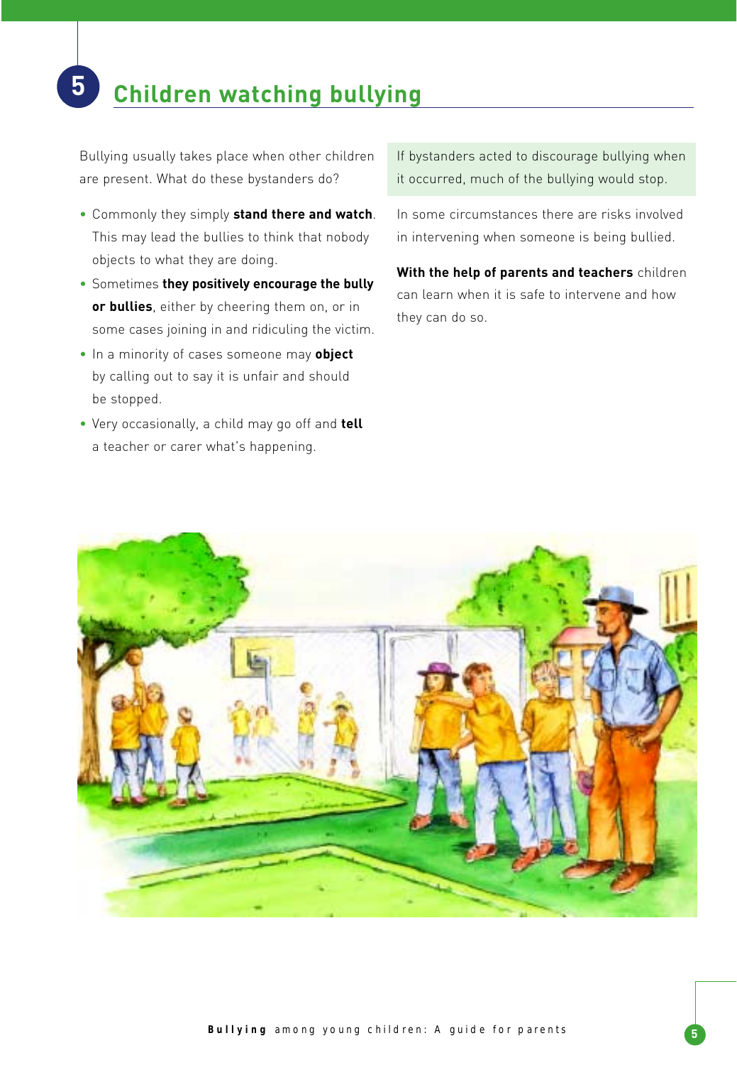## 5 Children watching bullying

Bullying usually takes place when other children are present. What do these bystanders do?

- Commonly they simply **stand there and watch**. This may lead the bullies to think that nobody objects to what they are doing.
- Sometimes **they positively encourage the bully or bullies**, either by cheering them on, or in some cases joining in and ridiculing the victim.
- In a minority of cases someone may **object** by calling out to say it is unfair and should be stopped.
- Very occasionally, a child may go off and **tell** a teacher or carer what's happening.

If bystanders acted to discourage bullying when it occurred, much of the bullying would stop.

In some circumstances there are risks involved in intervening when someone is being bullied.

**With the help of parents and teachers** children can learn when it is safe to intervene and how they can do so.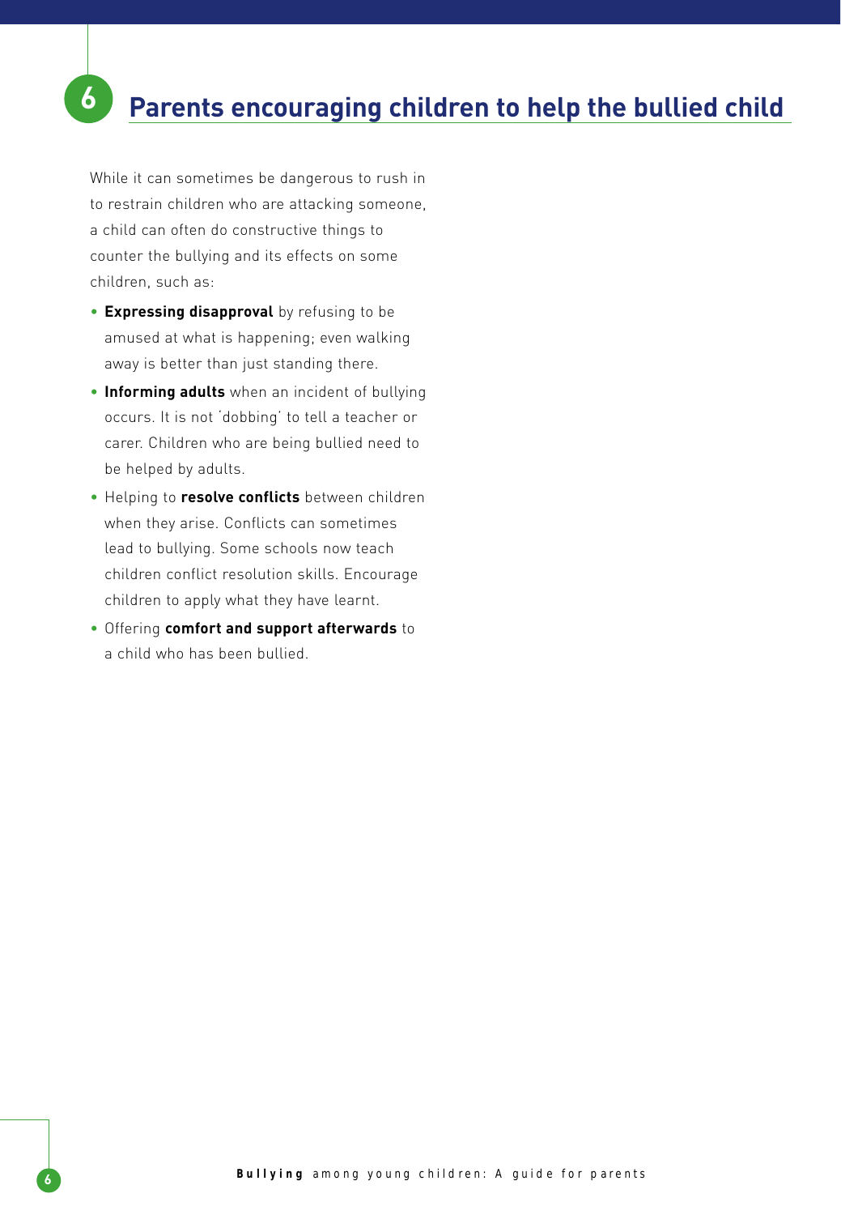## 6 Parents encouraging children to help the bullied child

While it can sometimes be dangerous to rush in to restrain children who are attacking someone, a child can often do constructive things to counter the bullying and its effects on some children, such as:

- **Expressing disapproval** by refusing to be amused at what is happening; even walking away is better than just standing there.
- **Informing adults** when an incident of bullying occurs. It is not 'dobbing' to tell a teacher or carer. Children who are being bullied need to be helped by adults.
- Helping to **resolve conflicts** between children when they arise. Conflicts can sometimes lead to bullying. Some schools now teach children conflict resolution skills. Encourage children to apply what they have learnt.
- Offering **comfort and support afterwards** to a child who has been bullied.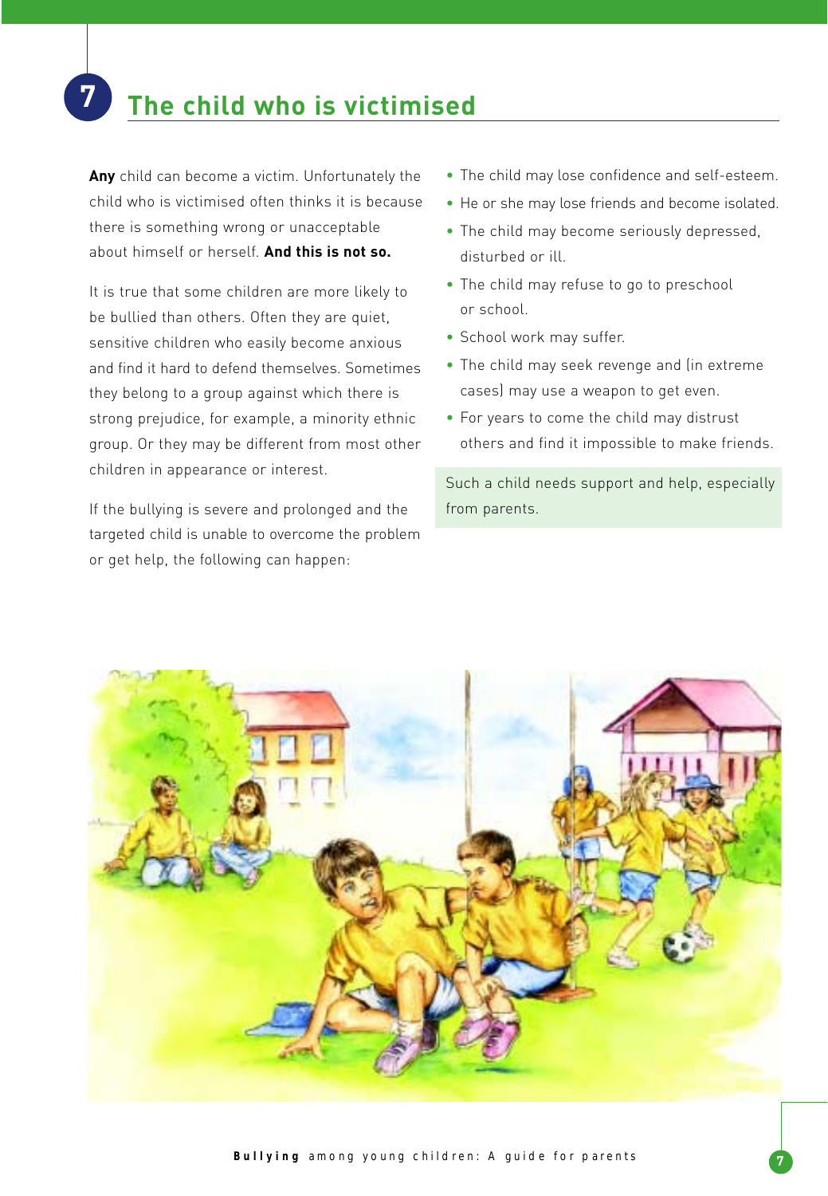# 7 The child who is victimised

**Any** child can become a victim. Unfortunately the child who is victimised often thinks it is because there is something wrong or unacceptable about himself or herself. **And this is not so.**

It is true that some children are more likely to be bullied than others. Often they are quiet, sensitive children who easily become anxious and find it hard to defend themselves. Sometimes they belong to a group against which there is strong prejudice, for example, a minority ethnic group. Or they may be different from most other children in appearance or interest.

If the bullying is severe and prolonged and the targeted child is unable to overcome the problem or get help, the following can happen:

- The child may lose confidence and self-esteem.
- He or she may lose friends and become isolated.
- The child may become seriously depressed, disturbed or ill.
- The child may refuse to go to preschool or school.
- School work may suffer.
- The child may seek revenge and (in extreme cases) may use a weapon to get even.
- For years to come the child may distrust others and find it impossible to make friends.

Such a child needs support and help, especially from parents.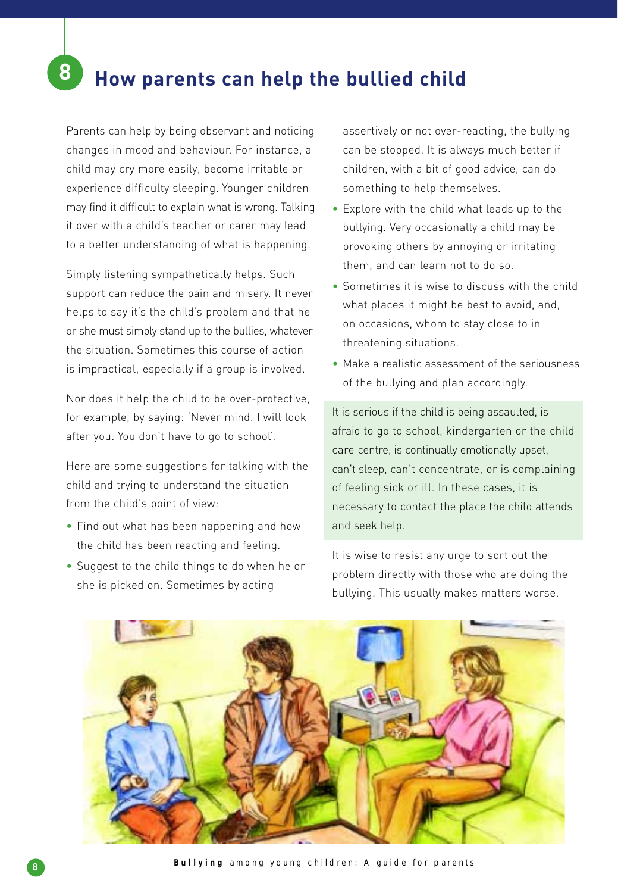# 8 How parents can help the bullied child

Parents can help by being observant and noticing changes in mood and behaviour. For instance, a child may cry more easily, become irritable or experience difficulty sleeping. Younger children may find it difficult to explain what is wrong. Talking it over with a child's teacher or carer may lead to a better understanding of what is happening.

Simply listening sympathetically helps. Such support can reduce the pain and misery. It never helps to say it's the child's problem and that he or she must simply stand up to the bullies, whatever the situation. Sometimes this course of action is impractical, especially if a group is involved.

Nor does it help the child to be over-protective, for example, by saying: 'Never mind. I will look after you. You don't have to go to school'.

Here are some suggestions for talking with the child and trying to understand the situation from the child's point of view:

- Find out what has been happening and how the child has been reacting and feeling.
- Suggest to the child things to do when he or she is picked on. Sometimes by acting assertively or not over-reacting, the bullying can be stopped. It is always much better if children, with a bit of good advice, can do something to help themselves.
- Explore with the child what leads up to the bullying. Very occasionally a child may be provoking others by annoying or irritating them, and can learn not to do so.
- Sometimes it is wise to discuss with the child what places it might be best to avoid, and, on occasions, whom to stay close to in threatening situations.
- Make a realistic assessment of the seriousness of the bullying and plan accordingly.

It is serious if the child is being assaulted, is afraid to go to school, kindergarten or the child care centre, is continually emotionally upset, can't sleep, can't concentrate, or is complaining of feeling sick or ill. In these cases, it is necessary to contact the place the child attends and seek help.

It is wise to resist any urge to sort out the problem directly with those who are doing the bullying. This usually makes matters worse.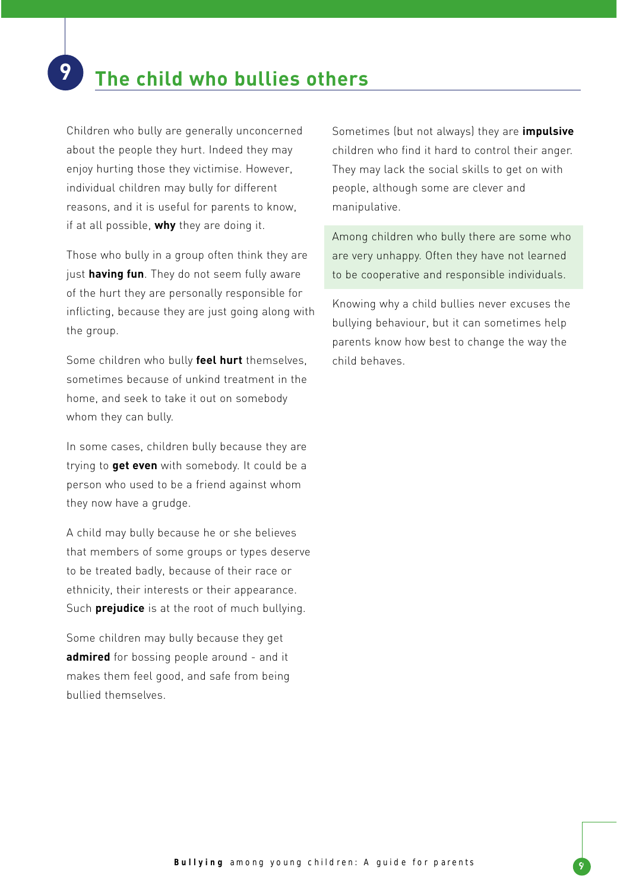## 9 The child who bullies others

Children who bully are generally unconcerned about the people they hurt. Indeed they may enjoy hurting those they victimise. However, individual children may bully for different reasons, and it is useful for parents to know, if at all possible, **why** they are doing it.

Those who bully in a group often think they are just **having fun**. They do not seem fully aware of the hurt they are personally responsible for inflicting, because they are just going along with the group.

Some children who bully **feel hurt** themselves, sometimes because of unkind treatment in the home, and seek to take it out on somebody whom they can bully.

In some cases, children bully because they are trying to **get even** with somebody. It could be a person who used to be a friend against whom they now have a grudge.

A child may bully because he or she believes that members of some groups or types deserve to be treated badly, because of their race or ethnicity, their interests or their appearance. Such **prejudice** is at the root of much bullying.

Some children may bully because they get **admired** for bossing people around - and it makes them feel good, and safe from being bullied themselves.

Sometimes (but not always) they are **impulsive** children who find it hard to control their anger. They may lack the social skills to get on with people, although some are clever and manipulative.

Among children who bully there are some who are very unhappy. Often they have not learned to be cooperative and responsible individuals.

Knowing why a child bullies never excuses the bullying behaviour, but it can sometimes help parents know how best to change the way the child behaves.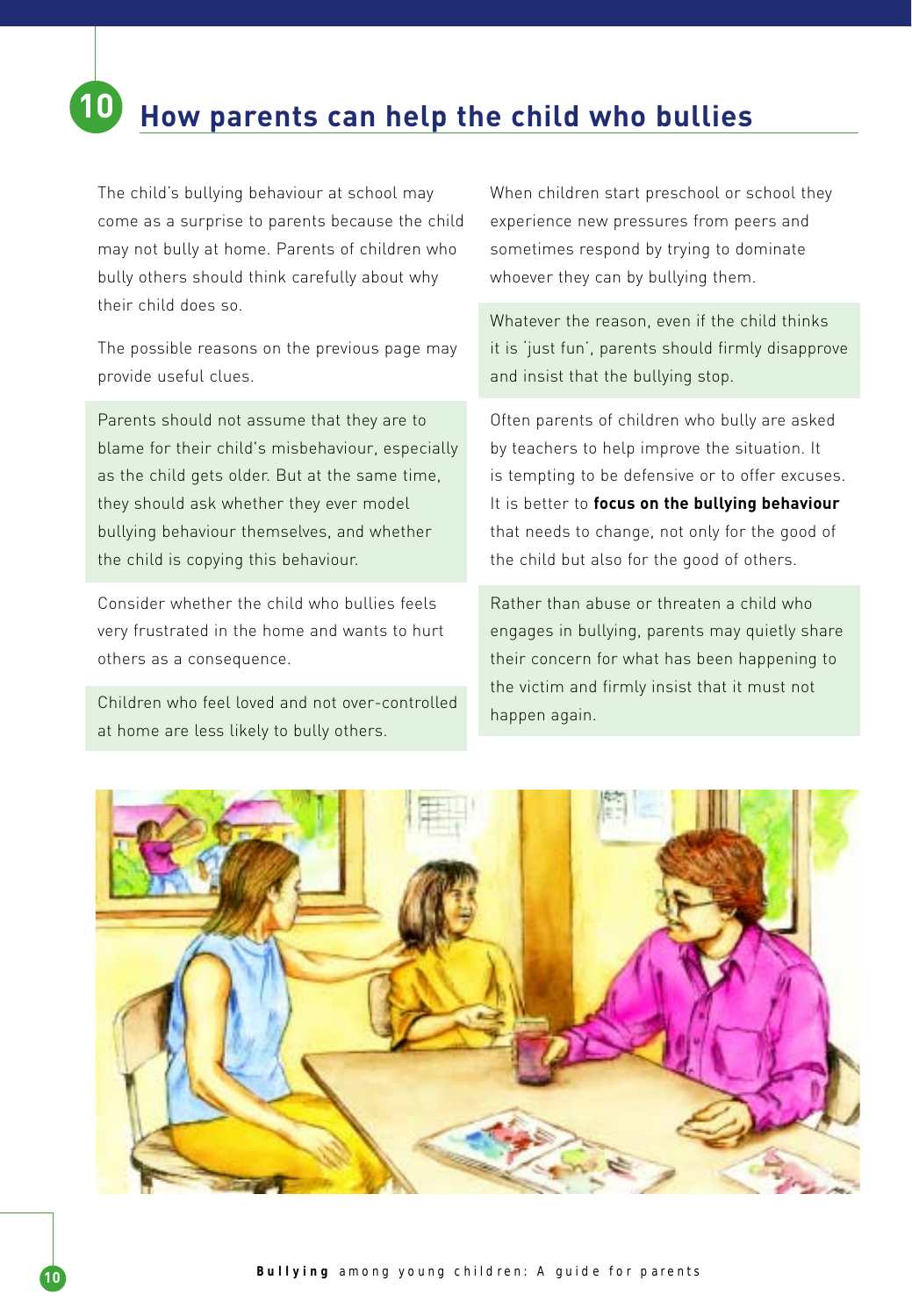## 10 How parents can help the child who bullies

The child's bullying behaviour at school may come as a surprise to parents because the child may not bully at home. Parents of children who bully others should think carefully about why their child does so.

The possible reasons on the previous page may provide useful clues.

Parents should not assume that they are to blame for their child's misbehaviour, especially as the child gets older. But at the same time, they should ask whether they ever model bullying behaviour themselves, and whether the child is copying this behaviour.

Consider whether the child who bullies feels very frustrated in the home and wants to hurt others as a consequence.

Children who feel loved and not over-controlled at home are less likely to bully others.

When children start preschool or school they experience new pressures from peers and sometimes respond by trying to dominate whoever they can by bullying them.

Whatever the reason, even if the child thinks it is 'just fun', parents should firmly disapprove and insist that the bullying stop.

Often parents of children who bully are asked by teachers to help improve the situation. It is tempting to be defensive or to offer excuses. It is better to **focus on the bullying behaviour** that needs to change, not only for the good of the child but also for the good of others.

Rather than abuse or threaten a child who engages in bullying, parents may quietly share their concern for what has been happening to the victim and firmly insist that it must not happen again.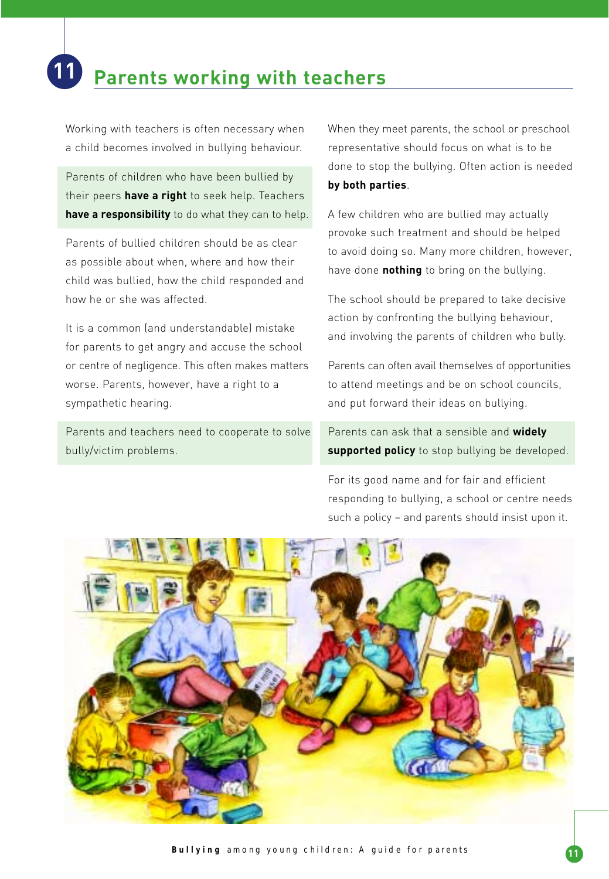# 11 Parents working with teachers

Working with teachers is often necessary when a child becomes involved in bullying behaviour.

Parents of children who have been bullied by their peers **have a right** to seek help. Teachers **have a responsibility** to do what they can to help.

Parents of bullied children should be as clear as possible about when, where and how their child was bullied, how the child responded and how he or she was affected.

It is a common (and understandable) mistake for parents to get angry and accuse the school or centre of negligence. This often makes matters worse. Parents, however, have a right to a sympathetic hearing.

Parents and teachers need to cooperate to solve bully/victim problems.

When they meet parents, the school or preschool representative should focus on what is to be done to stop the bullying. Often action is needed **by both parties**.

A few children who are bullied may actually provoke such treatment and should be helped to avoid doing so. Many more children, however, have done **nothing** to bring on the bullying.

The school should be prepared to take decisive action by confronting the bullying behaviour, and involving the parents of children who bully.

Parents can often avail themselves of opportunities to attend meetings and be on school councils, and put forward their ideas on bullying.

Parents can ask that a sensible and **widely supported policy** to stop bullying be developed.

For its good name and for fair and efficient responding to bullying, a school or centre needs such a policy – and parents should insist upon it.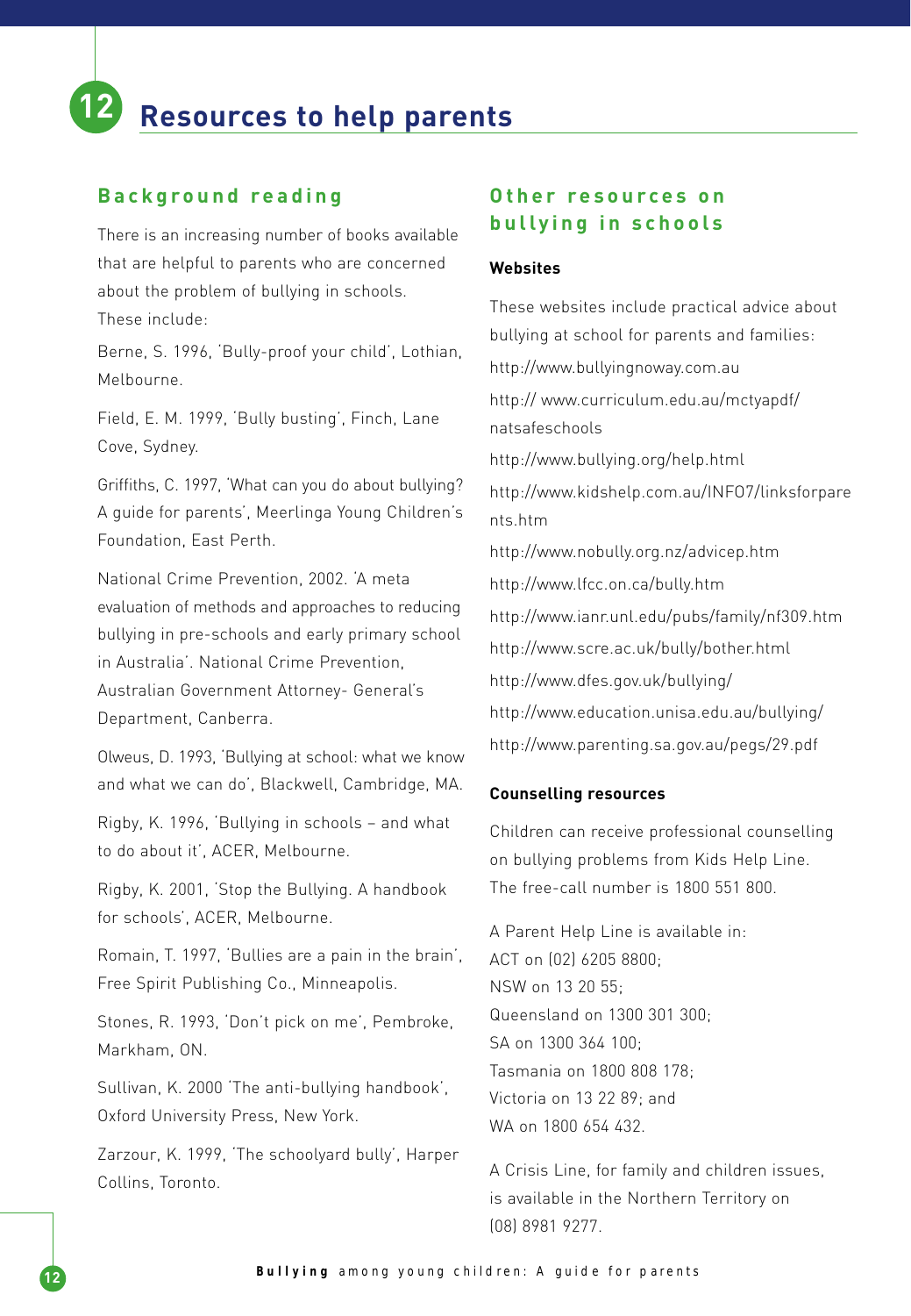# 12 Resources to help parents

## Background reading

There is an increasing number of books available that are helpful to parents who are concerned about the problem of bullying in schools. These include:

Berne, S. 1996, 'Bully-proof your child', Lothian, Melbourne.

Field, E. M. 1999, 'Bully busting', Finch, Lane Cove, Sydney.

Griffiths, C. 1997, 'What can you do about bullying? A guide for parents', Meerlinga Young Children's Foundation, East Perth.

National Crime Prevention, 2002. 'A meta evaluation of methods and approaches to reducing bullying in pre-schools and early primary school in Australia'. National Crime Prevention, Australian Government Attorney- General's Department, Canberra.

Olweus, D. 1993, 'Bullying at school: what we know and what we can do', Blackwell, Cambridge, MA.

Rigby, K. 1996, 'Bullying in schools – and what to do about it', ACER, Melbourne.

Rigby, K. 2001, 'Stop the Bullying. A handbook for schools', ACER, Melbourne.

Romain, T. 1997, 'Bullies are a pain in the brain', Free Spirit Publishing Co., Minneapolis.

Stones, R. 1993, 'Don't pick on me', Pembroke, Markham, ON.

Sullivan, K. 2000 'The anti-bullying handbook', Oxford University Press, New York.

Zarzour, K. 1999, 'The schoolyard bully', Harper Collins, Toronto.

## Other resources on bullying in schools

### Websites

These websites include practical advice about bullying at school for parents and families:

http://www.bullyingnoway.com.au

http:// www.curriculum.edu.au/mctyapdf/natsafeschools

http://www.bullying.org/help.html

http://www.kidshelp.com.au/INFO7/linksforparents.htm

http://www.nobully.org.nz/advicep.htm

http://www.lfcc.on.ca/bully.htm

http://www.ianr.unl.edu/pubs/family/nf309.htm

http://www.scre.ac.uk/bully/bother.html

http://www.dfes.gov.uk/bullying/

http://www.education.unisa.edu.au/bullying/

http://www.parenting.sa.gov.au/pegs/29.pdf

### Counselling resources

Children can receive professional counselling on bullying problems from Kids Help Line. The free-call number is 1800 551 800.

A Parent Help Line is available in:
ACT on (02) 6205 8800;
NSW on 13 20 55;
Queensland on 1300 301 300;
SA on 1300 364 100;
Tasmania on 1800 808 178;
Victoria on 13 22 89; and
WA on 1800 654 432.

A Crisis Line, for family and children issues, is available in the Northern Territory on (08) 8981 9277.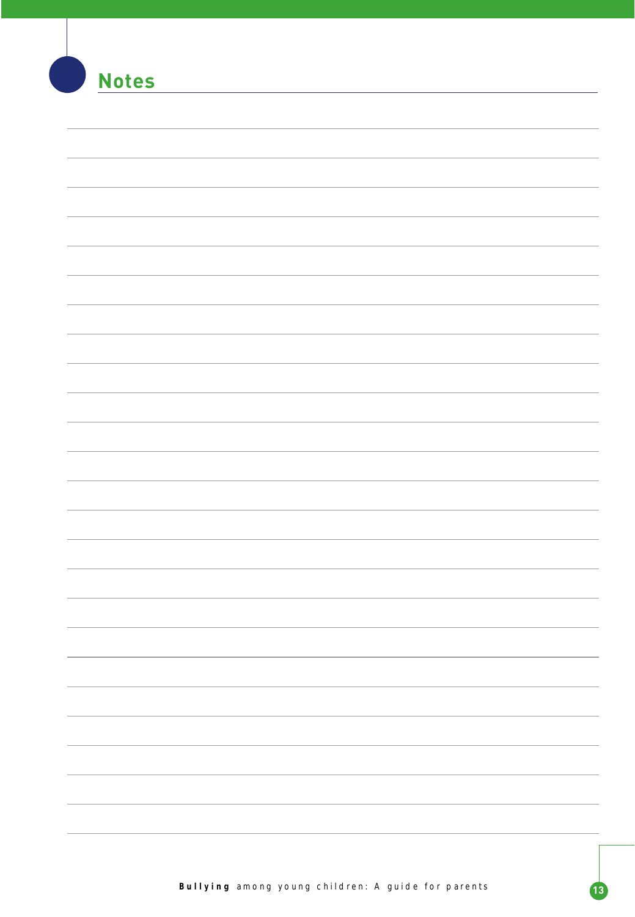## Notes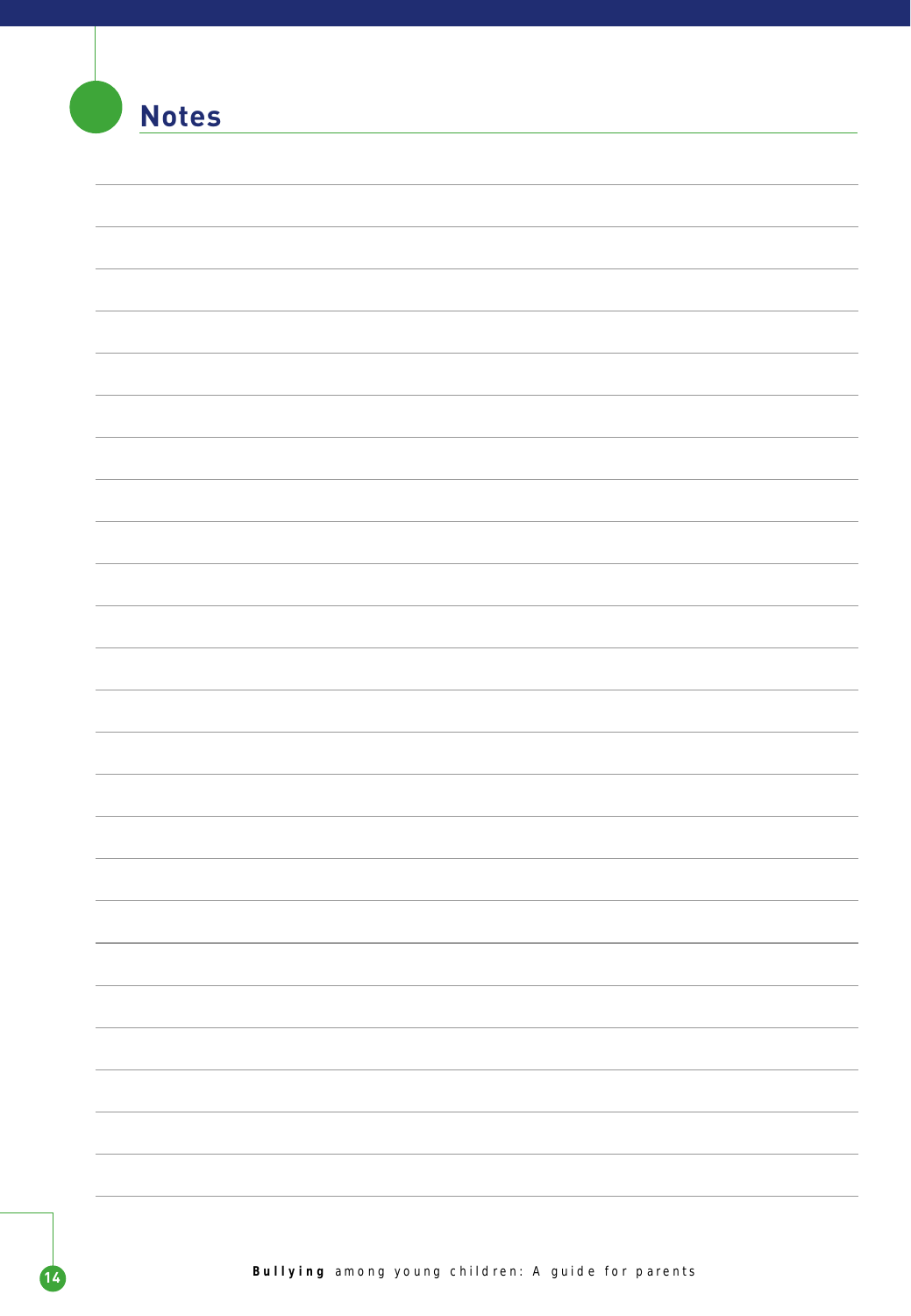# Notes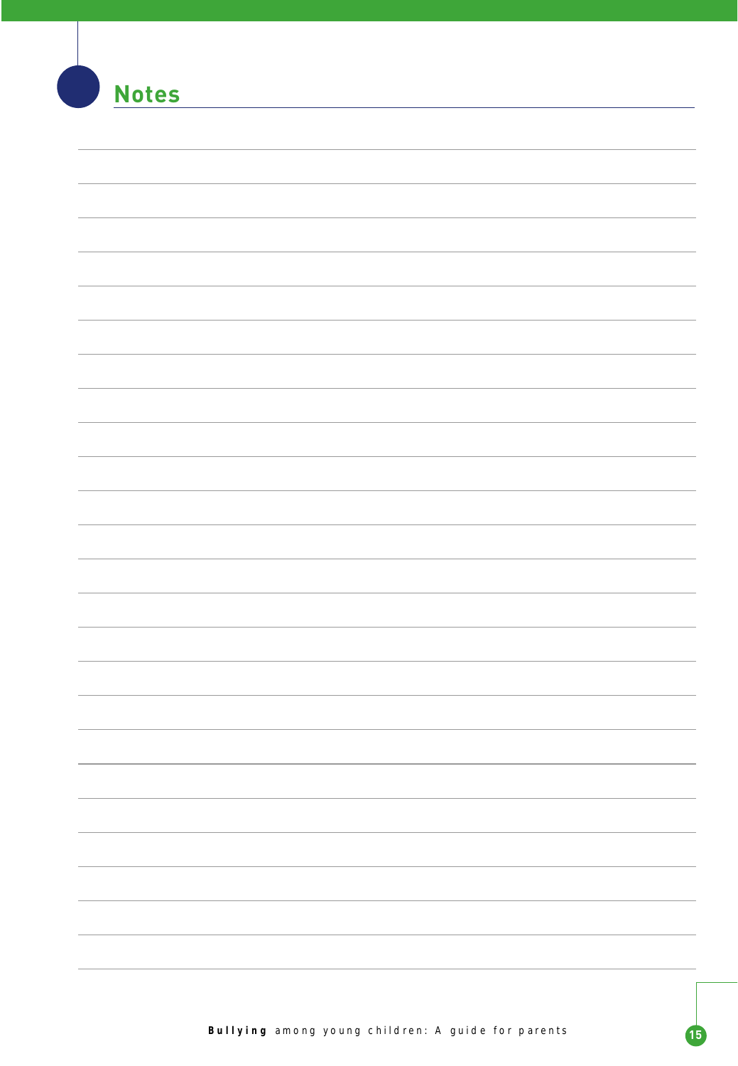## Notes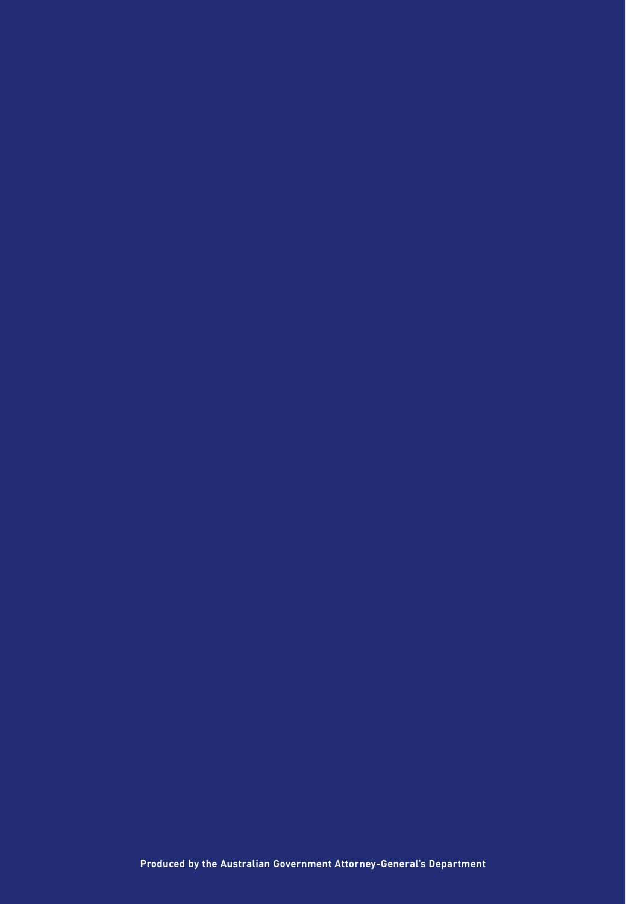**Produced by the Australian Government Attorney-General's Department**